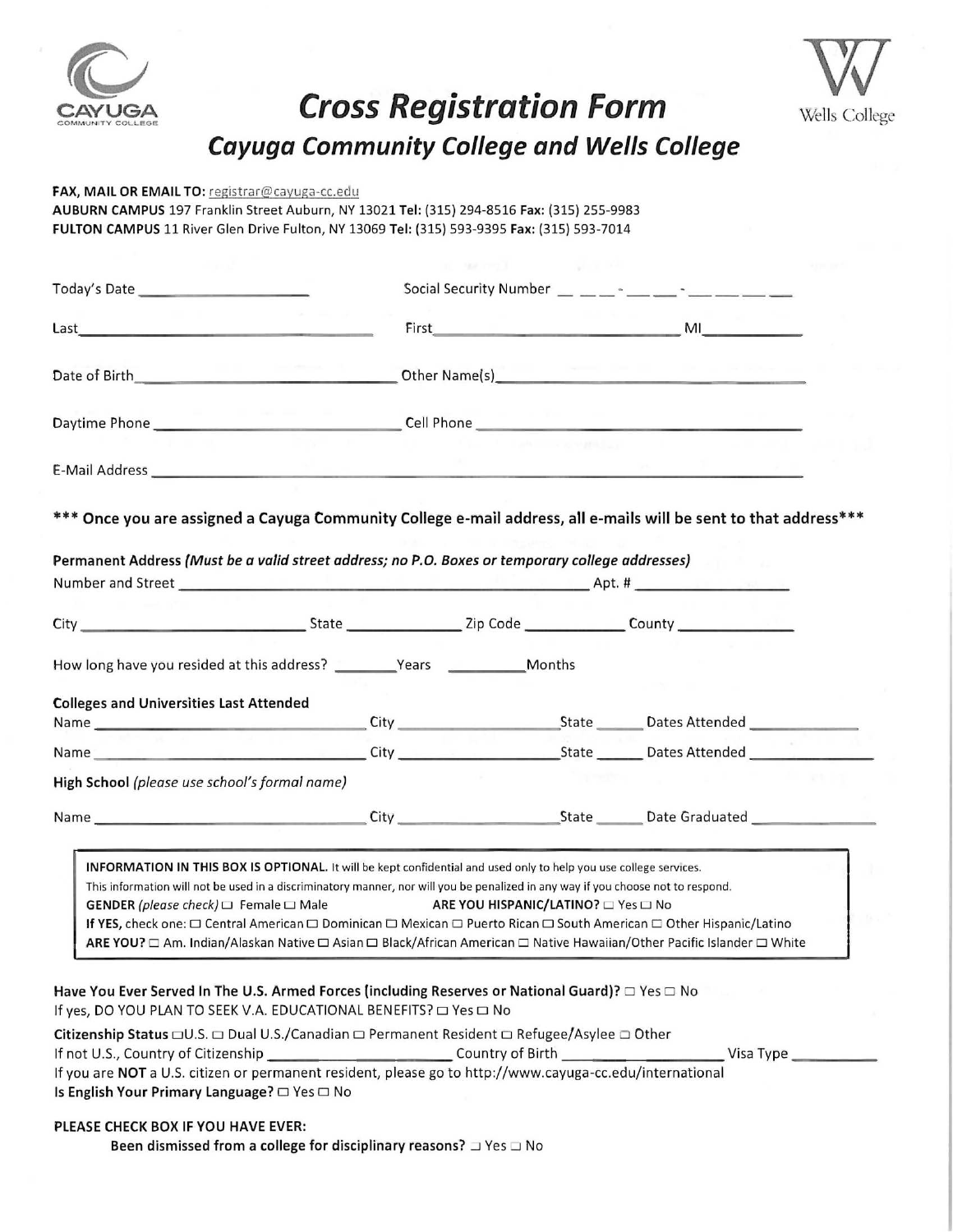# Cross Registration Form

## Cayuga Community College and Wells College

**FAX, MAIL OR EMAIL TO:** registrar@cayuga-cc.edu
**AUBURN CAMPUS** 197 Franklin Street Auburn, NY 13021 **Tel:** (315) 294-8516 **Fax:** (315) 255-9983
**FULTON CAMPUS** 11 River Glen Drive Fulton, NY 13069 **Tel:** (315) 593-9395 **Fax:** (315) 593-7014

Today's Date ____________________ Social Security Number ___ ___ ___ - ___ ___ - ___ ___ ___ ___

Last ______________________________ First ______________________________ MI __________

Date of Birth ______________________________ Other Name(s) ______________________________

Daytime Phone ______________________________ Cell Phone ______________________________

E-Mail Address ____________________________________________________________

**\*\*\* Once you are assigned a Cayuga Community College e-mail address, all e-mails will be sent to that address\*\*\***

**Permanent Address** ***(Must be a valid street address; no P.O. Boxes or temporary college addresses)***
Number and Street ______________________________________________ Apt. # ______________

City ______________________ State ____________ Zip Code ____________ County ____________

How long have you resided at this address? ________ Years ________ Months

**Colleges and Universities Last Attended**
Name ______________________ City ______________________ State ______ Dates Attended ____________

Name ______________________ City ______________________ State ______ Dates Attended ____________

**High School** *(please use school's formal name)*

Name ______________________ City ______________________ State ______ Date Graduated ____________

> **INFORMATION IN THIS BOX IS OPTIONAL.** It will be kept confidential and used only to help you use college services.
> This information will not be used in a discriminatory manner, nor will you be penalized in any way if you choose not to respond.
> **GENDER** *(please check)* ☐ Female ☐ Male **ARE YOU HISPANIC/LATINO?** ☐ Yes ☐ No
> **If YES,** check one: ☐ Central American ☐ Dominican ☐ Mexican ☐ Puerto Rican ☐ South American ☐ Other Hispanic/Latino
> **ARE YOU?** ☐ Am. Indian/Alaskan Native ☐ Asian ☐ Black/African American ☐ Native Hawaiian/Other Pacific Islander ☐ White

**Have You Ever Served In The U.S. Armed Forces (including Reserves or National Guard)?** ☐ Yes ☐ No
If yes, DO YOU PLAN TO SEEK V.A. EDUCATIONAL BENEFITS? ☐ Yes ☐ No

**Citizenship Status** ☐U.S. ☐ Dual U.S./Canadian ☐ Permanent Resident ☐ Refugee/Asylee ☐ Other
If not U.S., Country of Citizenship ______________________ Country of Birth ______________________ Visa Type __________
If you are **NOT** a U.S. citizen or permanent resident, please go to http://www.cayuga-cc.edu/international
**Is English Your Primary Language?** ☐ Yes ☐ No

**PLEASE CHECK BOX IF YOU HAVE EVER:**

**Been dismissed from a college for disciplinary reasons?** ☐ Yes ☐ No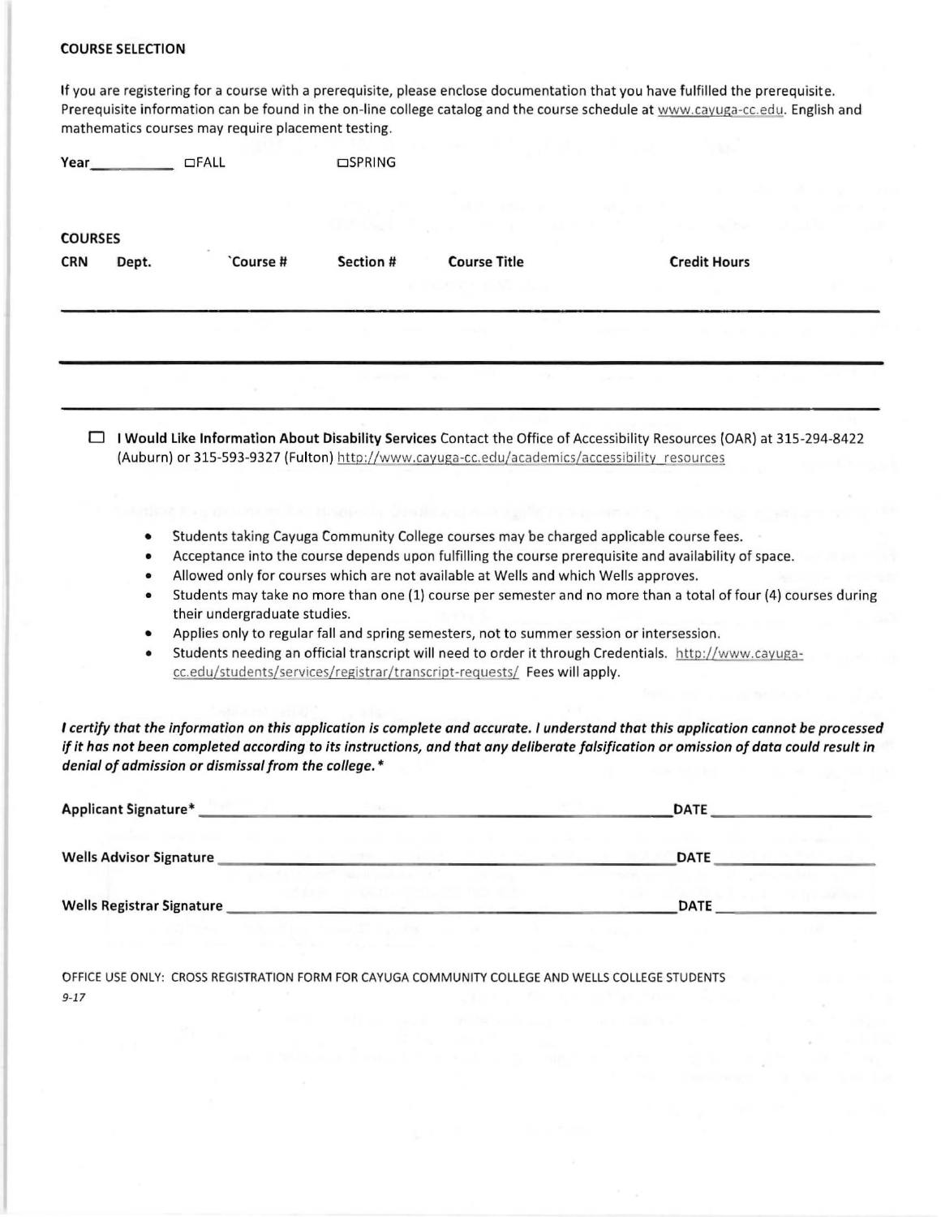**COURSE SELECTION**

If you are registering for a course with a prerequisite, please enclose documentation that you have fulfilled the prerequisite. Prerequisite information can be found in the on-line college catalog and the course schedule at www.cayuga-cc.edu. English and mathematics courses may require placement testing.

**Year**\_\_\_\_\_\_\_\_\_\_ ☐FALL ☐SPRING

**COURSES**

| CRN | Dept. | `Course # | Section # | Course Title | Credit Hours |
|---|---|---|---|---|---|
| | | | | | |
| | | | | | |
| | | | | | |

☐ **I Would Like Information About Disability Services** Contact the Office of Accessibility Resources (OAR) at 315-294-8422 (Auburn) or 315-593-9327 (Fulton) http://www.cayuga-cc.edu/academics/accessibility_resources

- Students taking Cayuga Community College courses may be charged applicable course fees.
- Acceptance into the course depends upon fulfilling the course prerequisite and availability of space.
- Allowed only for courses which are not available at Wells and which Wells approves.
- Students may take no more than one (1) course per semester and no more than a total of four (4) courses during their undergraduate studies.
- Applies only to regular fall and spring semesters, not to summer session or intersession.
- Students needing an official transcript will need to order it through Credentials. http://www.cayuga-cc.edu/students/services/registrar/transcript-requests/ Fees will apply.

***I certify that the information on this application is complete and accurate. I understand that this application cannot be processed if it has not been completed according to its instructions, and that any deliberate falsification or omission of data could result in denial of admission or dismissal from the college.****

**Applicant Signature*** \_\_\_\_\_\_\_\_\_\_\_\_\_\_\_\_\_\_\_\_\_\_\_\_\_\_\_\_\_\_\_\_\_\_\_\_\_\_\_\_ **DATE** \_\_\_\_\_\_\_\_\_\_\_\_\_\_

**Wells Advisor Signature** \_\_\_\_\_\_\_\_\_\_\_\_\_\_\_\_\_\_\_\_\_\_\_\_\_\_\_\_\_\_\_\_\_\_\_\_\_\_\_\_ **DATE** \_\_\_\_\_\_\_\_\_\_\_\_\_\_

**Wells Registrar Signature** \_\_\_\_\_\_\_\_\_\_\_\_\_\_\_\_\_\_\_\_\_\_\_\_\_\_\_\_\_\_\_\_\_\_\_\_\_\_\_\_ **DATE** \_\_\_\_\_\_\_\_\_\_\_\_\_\_

OFFICE USE ONLY: CROSS REGISTRATION FORM FOR CAYUGA COMMUNITY COLLEGE AND WELLS COLLEGE STUDENTS

*9-17*